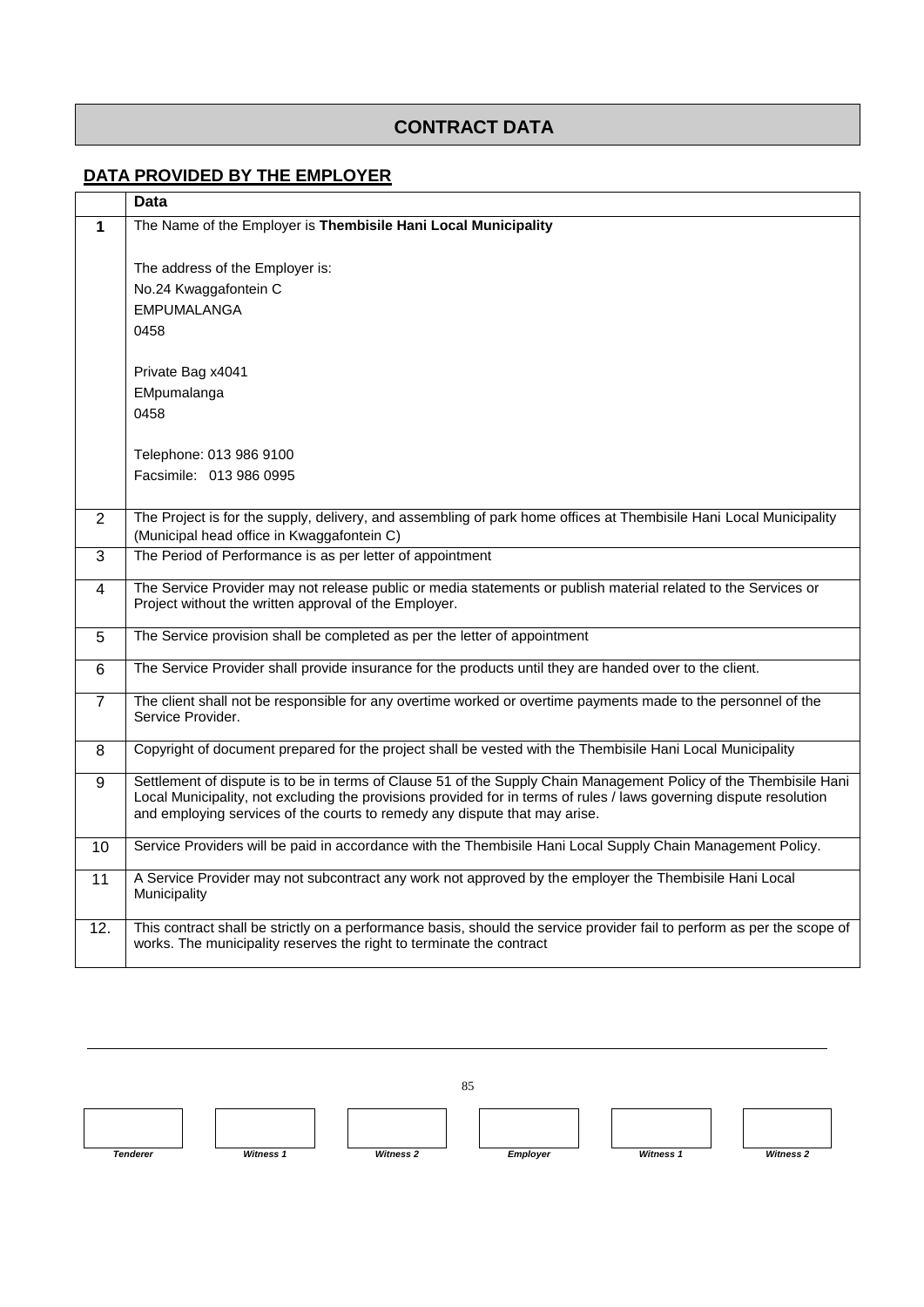# CONTRACT DATA

## DATA PROVIDED BY THE EMPLOYER

| | Data |
|---|---|
| **1** | The Name of the Employer is **Thembisile Hani Local Municipality**<br><br>The address of the Employer is:<br>No.24 Kwaggafontein C<br>EMPUMALANGA<br>0458<br><br>Private Bag x4041<br>EMpumalanga<br>0458<br><br>Telephone: 013 986 9100<br>Facsimile: 013 986 0995 |
| 2 | The Project is for the supply, delivery, and assembling of park home offices at Thembisile Hani Local Municipality (Municipal head office in Kwaggafontein C) |
| 3 | The Period of Performance is as per letter of appointment |
| 4 | The Service Provider may not release public or media statements or publish material related to the Services or Project without the written approval of the Employer. |
| 5 | The Service provision shall be completed as per the letter of appointment |
| 6 | The Service Provider shall provide insurance for the products until they are handed over to the client. |
| 7 | The client shall not be responsible for any overtime worked or overtime payments made to the personnel of the Service Provider. |
| 8 | Copyright of document prepared for the project shall be vested with the Thembisile Hani Local Municipality |
| 9 | Settlement of dispute is to be in terms of Clause 51 of the Supply Chain Management Policy of the Thembisile Hani Local Municipality, not excluding the provisions provided for in terms of rules / laws governing dispute resolution and employing services of the courts to remedy any dispute that may arise. |
| 10 | Service Providers will be paid in accordance with the Thembisile Hani Local Supply Chain Management Policy. |
| 11 | A Service Provider may not subcontract any work not approved by the employer the Thembisile Hani Local Municipality |
| 12. | This contract shall be strictly on a performance basis, should the service provider fail to perform as per the scope of works. The municipality reserves the right to terminate the contract |

| | | | | | |
|---|---|---|---|---|---|
| ***Tenderer*** | ***Witness 1*** | ***Witness 2*** | ***Employer*** | ***Witness 1*** | ***Witness 2*** |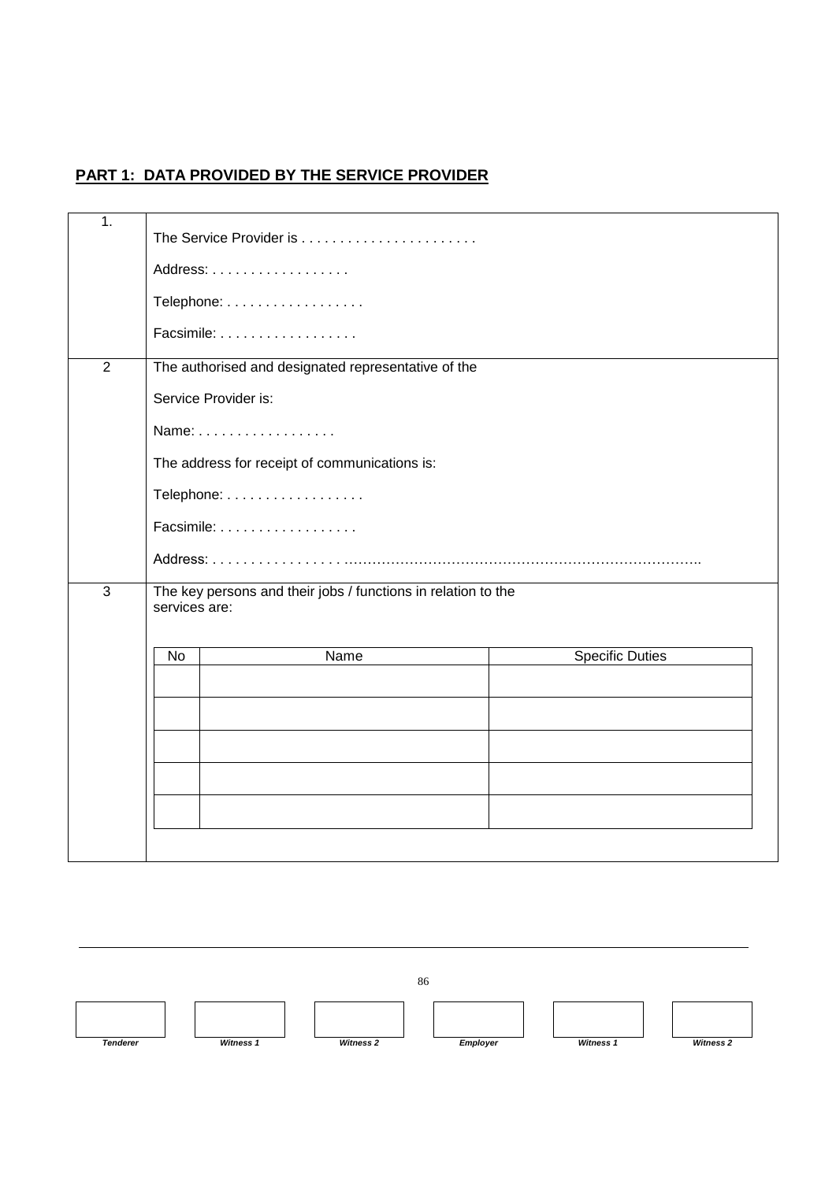## PART 1: DATA PROVIDED BY THE SERVICE PROVIDER

| | |
|---|---|
| 1. | The Service Provider is . . . . . . . . . . . . . . . . . . . . . . .<br><br>Address: . . . . . . . . . . . . . . . . . .<br><br>Telephone: . . . . . . . . . . . . . . . . . .<br><br>Facsimile: . . . . . . . . . . . . . . . . . . |
| 2 | The authorised and designated representative of the<br><br>Service Provider is:<br><br>Name: . . . . . . . . . . . . . . . . . .<br><br>The address for receipt of communications is:<br><br>Telephone: . . . . . . . . . . . . . . . . . .<br><br>Facsimile: . . . . . . . . . . . . . . . . . .<br><br>Address: . . . . . . . . . . . . . . . . . ……………………………………………………………………. |
| 3 | The key persons and their jobs / functions in relation to the services are: |

| No | Name | Specific Duties |
|---|---|---|
| | | |
| | | |
| | | |
| | | |
| | | |

| | | | | | |
|---|---|---|---|---|---|
| *Tenderer* | *Witness 1* | *Witness 2* | *Employer* | *Witness 1* | *Witness 2* |